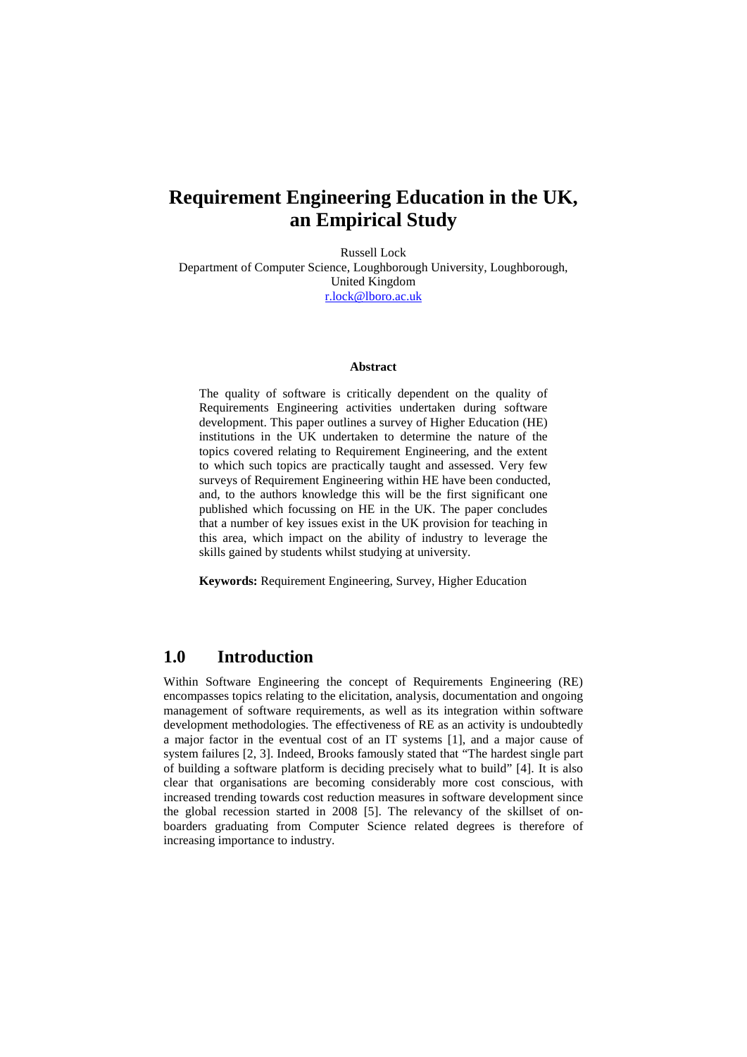# Requirement Engineering Education in the UK, an Empirical Study

Russell Lock
Department of Computer Science, Loughborough University, Loughborough, United Kingdom
r.lock@lboro.ac.uk

### Abstract

The quality of software is critically dependent on the quality of Requirements Engineering activities undertaken during software development. This paper outlines a survey of Higher Education (HE) institutions in the UK undertaken to determine the nature of the topics covered relating to Requirement Engineering, and the extent to which such topics are practically taught and assessed. Very few surveys of Requirement Engineering within HE have been conducted, and, to the authors knowledge this will be the first significant one published which focussing on HE in the UK. The paper concludes that a number of key issues exist in the UK provision for teaching in this area, which impact on the ability of industry to leverage the skills gained by students whilst studying at university.

**Keywords:** Requirement Engineering, Survey, Higher Education

## 1.0 Introduction

Within Software Engineering the concept of Requirements Engineering (RE) encompasses topics relating to the elicitation, analysis, documentation and ongoing management of software requirements, as well as its integration within software development methodologies. The effectiveness of RE as an activity is undoubtedly a major factor in the eventual cost of an IT systems [1], and a major cause of system failures [2, 3]. Indeed, Brooks famously stated that "The hardest single part of building a software platform is deciding precisely what to build" [4]. It is also clear that organisations are becoming considerably more cost conscious, with increased trending towards cost reduction measures in software development since the global recession started in 2008 [5]. The relevancy of the skillset of on-boarders graduating from Computer Science related degrees is therefore of increasing importance to industry.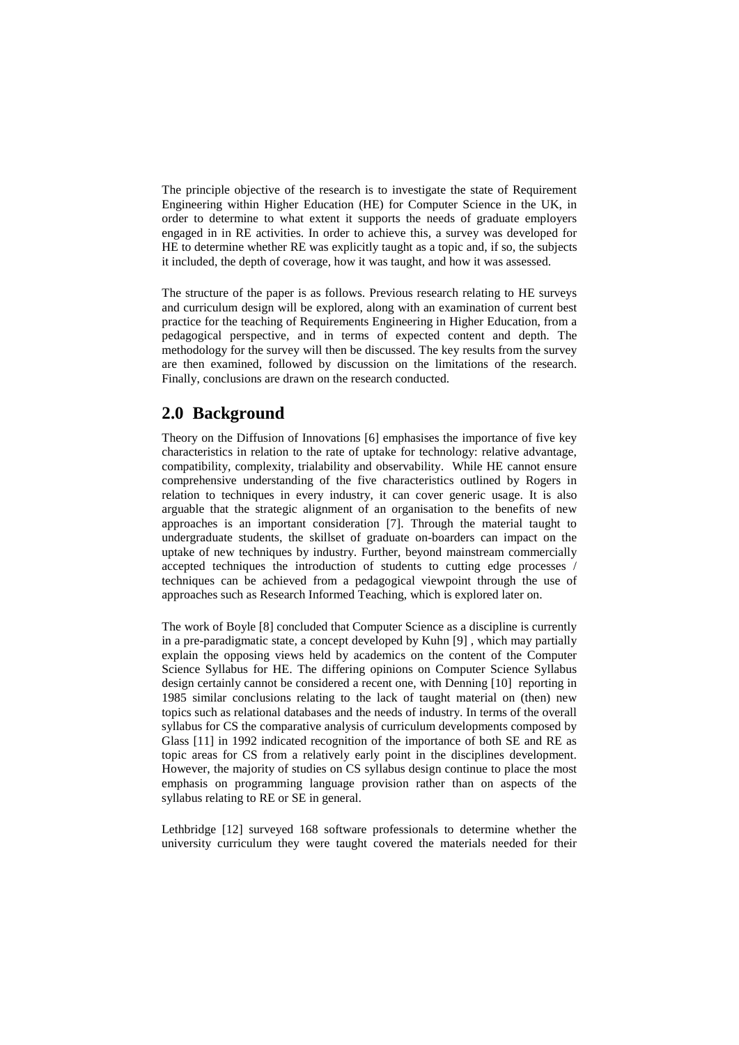The principle objective of the research is to investigate the state of Requirement Engineering within Higher Education (HE) for Computer Science in the UK, in order to determine to what extent it supports the needs of graduate employers engaged in in RE activities. In order to achieve this, a survey was developed for HE to determine whether RE was explicitly taught as a topic and, if so, the subjects it included, the depth of coverage, how it was taught, and how it was assessed.

The structure of the paper is as follows. Previous research relating to HE surveys and curriculum design will be explored, along with an examination of current best practice for the teaching of Requirements Engineering in Higher Education, from a pedagogical perspective, and in terms of expected content and depth. The methodology for the survey will then be discussed. The key results from the survey are then examined, followed by discussion on the limitations of the research. Finally, conclusions are drawn on the research conducted.

## 2.0 Background

Theory on the Diffusion of Innovations [6] emphasises the importance of five key characteristics in relation to the rate of uptake for technology: relative advantage, compatibility, complexity, trialability and observability. While HE cannot ensure comprehensive understanding of the five characteristics outlined by Rogers in relation to techniques in every industry, it can cover generic usage. It is also arguable that the strategic alignment of an organisation to the benefits of new approaches is an important consideration [7]. Through the material taught to undergraduate students, the skillset of graduate on-boarders can impact on the uptake of new techniques by industry. Further, beyond mainstream commercially accepted techniques the introduction of students to cutting edge processes / techniques can be achieved from a pedagogical viewpoint through the use of approaches such as Research Informed Teaching, which is explored later on.

The work of Boyle [8] concluded that Computer Science as a discipline is currently in a pre-paradigmatic state, a concept developed by Kuhn [9] , which may partially explain the opposing views held by academics on the content of the Computer Science Syllabus for HE. The differing opinions on Computer Science Syllabus design certainly cannot be considered a recent one, with Denning [10] reporting in 1985 similar conclusions relating to the lack of taught material on (then) new topics such as relational databases and the needs of industry. In terms of the overall syllabus for CS the comparative analysis of curriculum developments composed by Glass [11] in 1992 indicated recognition of the importance of both SE and RE as topic areas for CS from a relatively early point in the disciplines development. However, the majority of studies on CS syllabus design continue to place the most emphasis on programming language provision rather than on aspects of the syllabus relating to RE or SE in general.

Lethbridge [12] surveyed 168 software professionals to determine whether the university curriculum they were taught covered the materials needed for their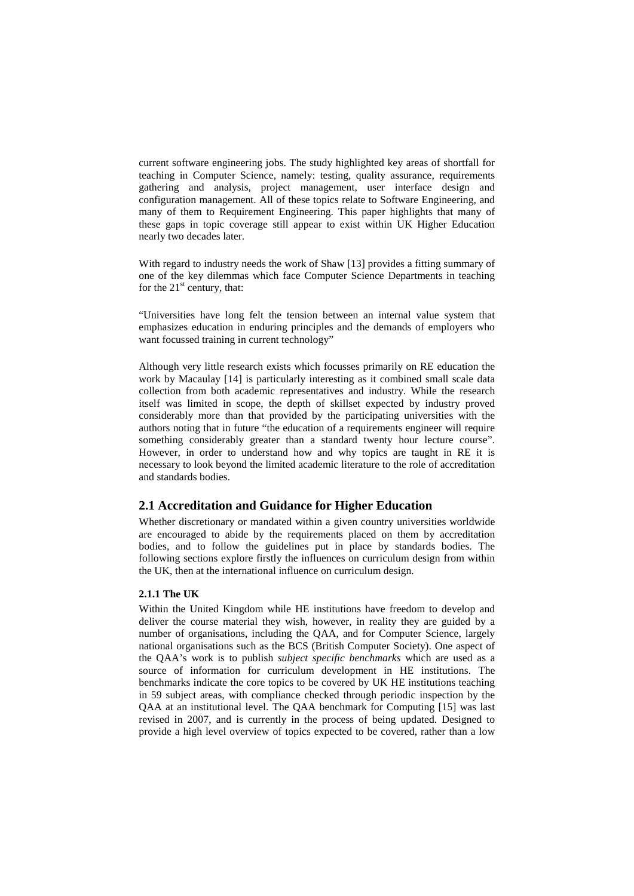current software engineering jobs. The study highlighted key areas of shortfall for teaching in Computer Science, namely: testing, quality assurance, requirements gathering and analysis, project management, user interface design and configuration management. All of these topics relate to Software Engineering, and many of them to Requirement Engineering. This paper highlights that many of these gaps in topic coverage still appear to exist within UK Higher Education nearly two decades later.

With regard to industry needs the work of Shaw [13] provides a fitting summary of one of the key dilemmas which face Computer Science Departments in teaching for the 21st century, that:

"Universities have long felt the tension between an internal value system that emphasizes education in enduring principles and the demands of employers who want focussed training in current technology"

Although very little research exists which focusses primarily on RE education the work by Macaulay [14] is particularly interesting as it combined small scale data collection from both academic representatives and industry. While the research itself was limited in scope, the depth of skillset expected by industry proved considerably more than that provided by the participating universities with the authors noting that in future "the education of a requirements engineer will require something considerably greater than a standard twenty hour lecture course". However, in order to understand how and why topics are taught in RE it is necessary to look beyond the limited academic literature to the role of accreditation and standards bodies.

## 2.1 Accreditation and Guidance for Higher Education

Whether discretionary or mandated within a given country universities worldwide are encouraged to abide by the requirements placed on them by accreditation bodies, and to follow the guidelines put in place by standards bodies. The following sections explore firstly the influences on curriculum design from within the UK, then at the international influence on curriculum design.

### 2.1.1 The UK

Within the United Kingdom while HE institutions have freedom to develop and deliver the course material they wish, however, in reality they are guided by a number of organisations, including the QAA, and for Computer Science, largely national organisations such as the BCS (British Computer Society). One aspect of the QAA's work is to publish *subject specific benchmarks* which are used as a source of information for curriculum development in HE institutions. The benchmarks indicate the core topics to be covered by UK HE institutions teaching in 59 subject areas, with compliance checked through periodic inspection by the QAA at an institutional level. The QAA benchmark for Computing [15] was last revised in 2007, and is currently in the process of being updated. Designed to provide a high level overview of topics expected to be covered, rather than a low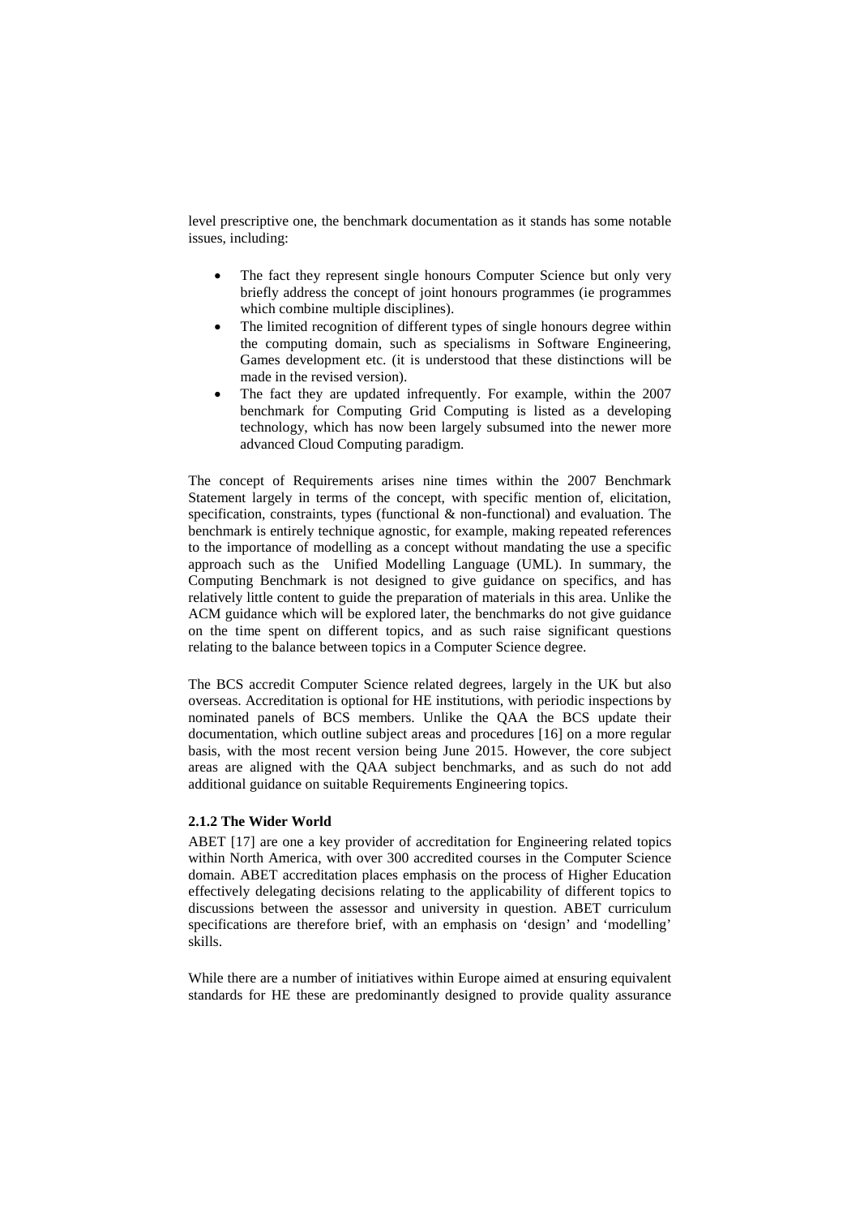level prescriptive one, the benchmark documentation as it stands has some notable issues, including:

- The fact they represent single honours Computer Science but only very briefly address the concept of joint honours programmes (ie programmes which combine multiple disciplines).
- The limited recognition of different types of single honours degree within the computing domain, such as specialisms in Software Engineering, Games development etc. (it is understood that these distinctions will be made in the revised version).
- The fact they are updated infrequently. For example, within the 2007 benchmark for Computing Grid Computing is listed as a developing technology, which has now been largely subsumed into the newer more advanced Cloud Computing paradigm.

The concept of Requirements arises nine times within the 2007 Benchmark Statement largely in terms of the concept, with specific mention of, elicitation, specification, constraints, types (functional & non-functional) and evaluation. The benchmark is entirely technique agnostic, for example, making repeated references to the importance of modelling as a concept without mandating the use a specific approach such as the Unified Modelling Language (UML). In summary, the Computing Benchmark is not designed to give guidance on specifics, and has relatively little content to guide the preparation of materials in this area. Unlike the ACM guidance which will be explored later, the benchmarks do not give guidance on the time spent on different topics, and as such raise significant questions relating to the balance between topics in a Computer Science degree.

The BCS accredit Computer Science related degrees, largely in the UK but also overseas. Accreditation is optional for HE institutions, with periodic inspections by nominated panels of BCS members. Unlike the QAA the BCS update their documentation, which outline subject areas and procedures [16] on a more regular basis, with the most recent version being June 2015. However, the core subject areas are aligned with the QAA subject benchmarks, and as such do not add additional guidance on suitable Requirements Engineering topics.

#### 2.1.2 The Wider World

ABET [17] are one a key provider of accreditation for Engineering related topics within North America, with over 300 accredited courses in the Computer Science domain. ABET accreditation places emphasis on the process of Higher Education effectively delegating decisions relating to the applicability of different topics to discussions between the assessor and university in question. ABET curriculum specifications are therefore brief, with an emphasis on 'design' and 'modelling' skills.

While there are a number of initiatives within Europe aimed at ensuring equivalent standards for HE these are predominantly designed to provide quality assurance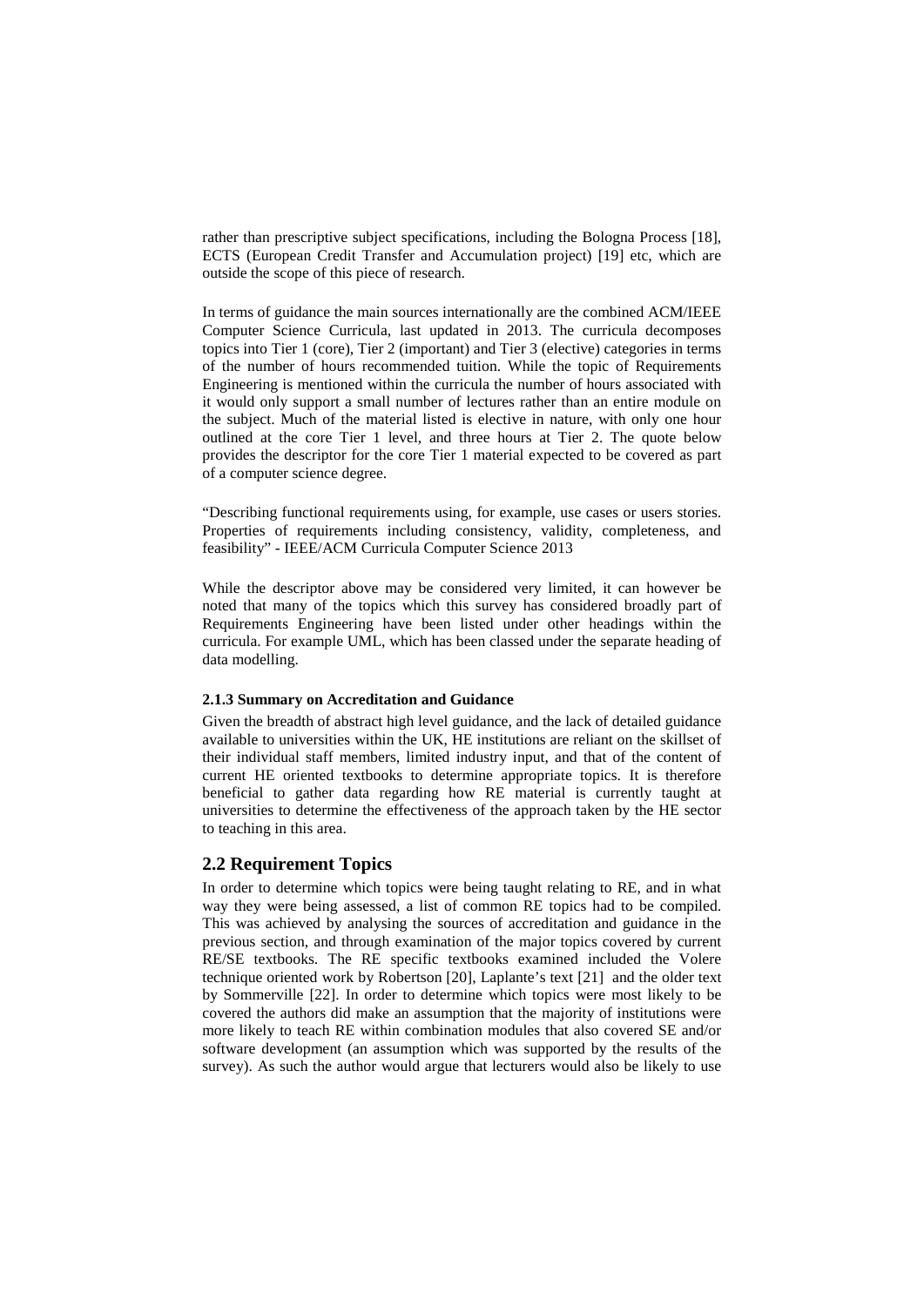rather than prescriptive subject specifications, including the Bologna Process [18], ECTS (European Credit Transfer and Accumulation project) [19] etc, which are outside the scope of this piece of research.

In terms of guidance the main sources internationally are the combined ACM/IEEE Computer Science Curricula, last updated in 2013. The curricula decomposes topics into Tier 1 (core), Tier 2 (important) and Tier 3 (elective) categories in terms of the number of hours recommended tuition. While the topic of Requirements Engineering is mentioned within the curricula the number of hours associated with it would only support a small number of lectures rather than an entire module on the subject. Much of the material listed is elective in nature, with only one hour outlined at the core Tier 1 level, and three hours at Tier 2. The quote below provides the descriptor for the core Tier 1 material expected to be covered as part of a computer science degree.

"Describing functional requirements using, for example, use cases or users stories. Properties of requirements including consistency, validity, completeness, and feasibility" - IEEE/ACM Curricula Computer Science 2013

While the descriptor above may be considered very limited, it can however be noted that many of the topics which this survey has considered broadly part of Requirements Engineering have been listed under other headings within the curricula. For example UML, which has been classed under the separate heading of data modelling.

#### 2.1.3 Summary on Accreditation and Guidance

Given the breadth of abstract high level guidance, and the lack of detailed guidance available to universities within the UK, HE institutions are reliant on the skillset of their individual staff members, limited industry input, and that of the content of current HE oriented textbooks to determine appropriate topics. It is therefore beneficial to gather data regarding how RE material is currently taught at universities to determine the effectiveness of the approach taken by the HE sector to teaching in this area.

### 2.2 Requirement Topics

In order to determine which topics were being taught relating to RE, and in what way they were being assessed, a list of common RE topics had to be compiled. This was achieved by analysing the sources of accreditation and guidance in the previous section, and through examination of the major topics covered by current RE/SE textbooks. The RE specific textbooks examined included the Volere technique oriented work by Robertson [20], Laplante's text [21] and the older text by Sommerville [22]. In order to determine which topics were most likely to be covered the authors did make an assumption that the majority of institutions were more likely to teach RE within combination modules that also covered SE and/or software development (an assumption which was supported by the results of the survey). As such the author would argue that lecturers would also be likely to use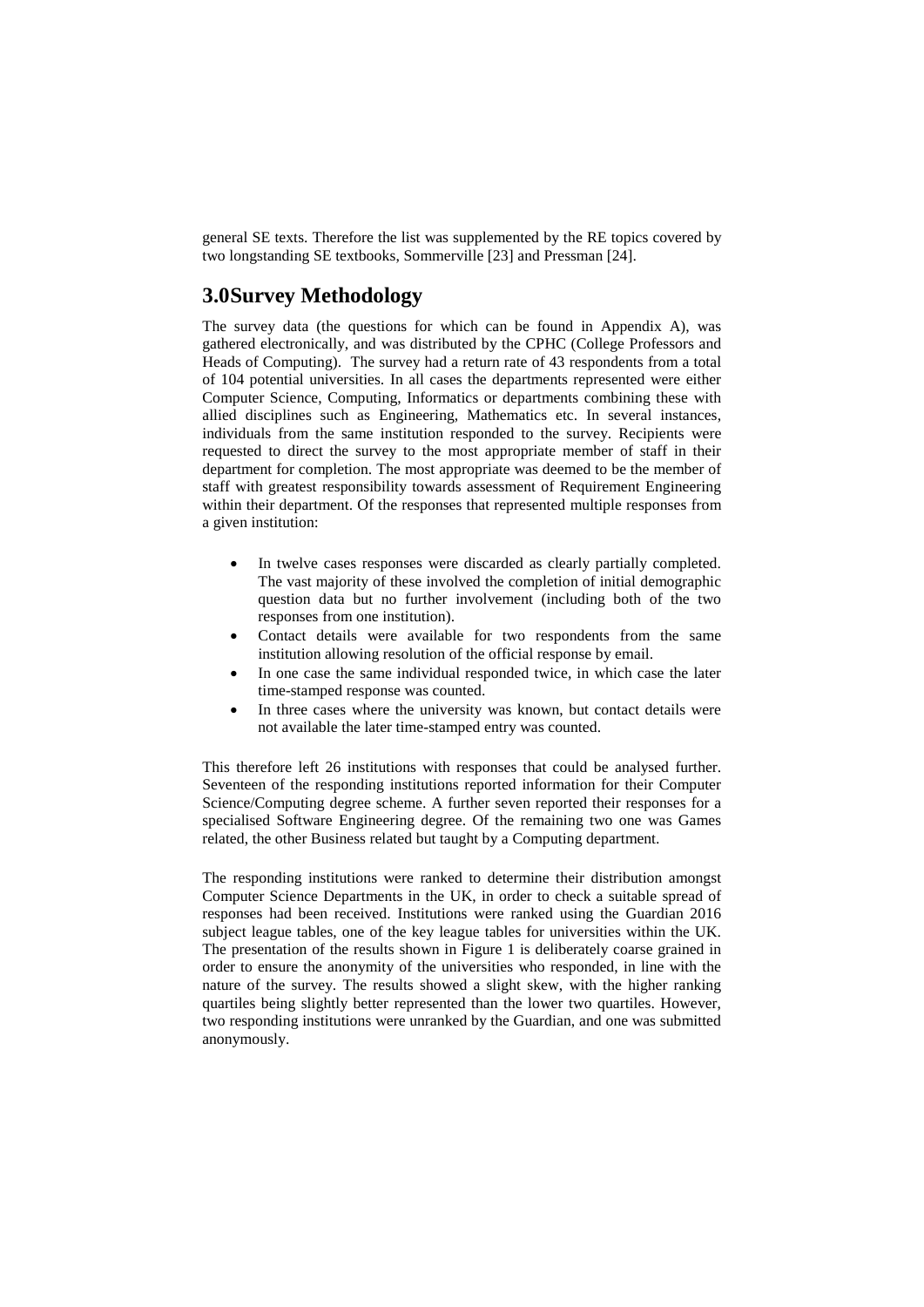general SE texts. Therefore the list was supplemented by the RE topics covered by two longstanding SE textbooks, Sommerville [23] and Pressman [24].

## 3.0Survey Methodology

The survey data (the questions for which can be found in Appendix A), was gathered electronically, and was distributed by the CPHC (College Professors and Heads of Computing). The survey had a return rate of 43 respondents from a total of 104 potential universities. In all cases the departments represented were either Computer Science, Computing, Informatics or departments combining these with allied disciplines such as Engineering, Mathematics etc. In several instances, individuals from the same institution responded to the survey. Recipients were requested to direct the survey to the most appropriate member of staff in their department for completion. The most appropriate was deemed to be the member of staff with greatest responsibility towards assessment of Requirement Engineering within their department. Of the responses that represented multiple responses from a given institution:

- In twelve cases responses were discarded as clearly partially completed. The vast majority of these involved the completion of initial demographic question data but no further involvement (including both of the two responses from one institution).
- Contact details were available for two respondents from the same institution allowing resolution of the official response by email.
- In one case the same individual responded twice, in which case the later time-stamped response was counted.
- In three cases where the university was known, but contact details were not available the later time-stamped entry was counted.

This therefore left 26 institutions with responses that could be analysed further. Seventeen of the responding institutions reported information for their Computer Science/Computing degree scheme. A further seven reported their responses for a specialised Software Engineering degree. Of the remaining two one was Games related, the other Business related but taught by a Computing department.

The responding institutions were ranked to determine their distribution amongst Computer Science Departments in the UK, in order to check a suitable spread of responses had been received. Institutions were ranked using the Guardian 2016 subject league tables, one of the key league tables for universities within the UK. The presentation of the results shown in Figure 1 is deliberately coarse grained in order to ensure the anonymity of the universities who responded, in line with the nature of the survey. The results showed a slight skew, with the higher ranking quartiles being slightly better represented than the lower two quartiles. However, two responding institutions were unranked by the Guardian, and one was submitted anonymously.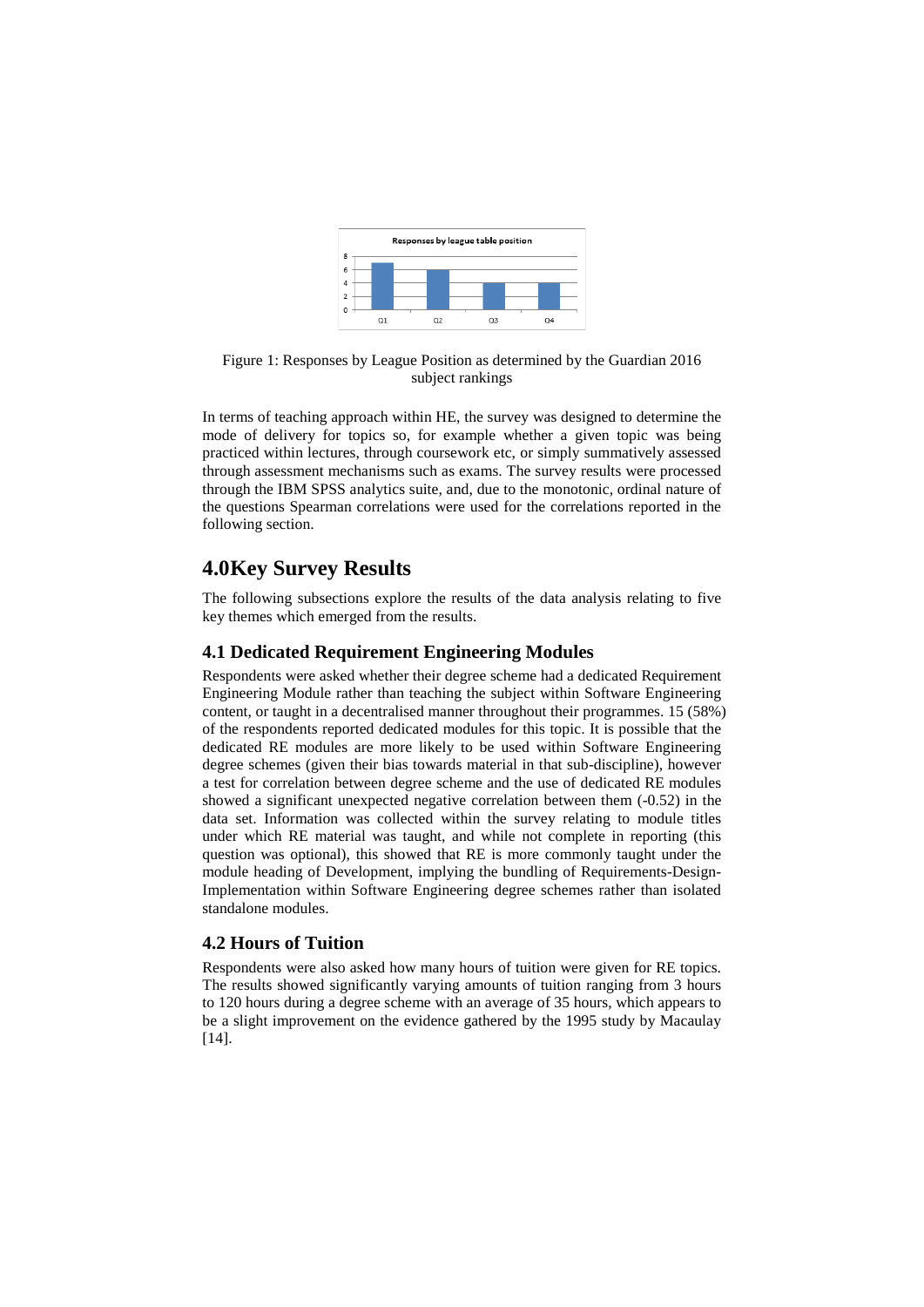Figure 1: Responses by League Position as determined by the Guardian 2016 subject rankings

In terms of teaching approach within HE, the survey was designed to determine the mode of delivery for topics so, for example whether a given topic was being practiced within lectures, through coursework etc, or simply summatively assessed through assessment mechanisms such as exams. The survey results were processed through the IBM SPSS analytics suite, and, due to the monotonic, ordinal nature of the questions Spearman correlations were used for the correlations reported in the following section.

## 4.0Key Survey Results

The following subsections explore the results of the data analysis relating to five key themes which emerged from the results.

### 4.1 Dedicated Requirement Engineering Modules

Respondents were asked whether their degree scheme had a dedicated Requirement Engineering Module rather than teaching the subject within Software Engineering content, or taught in a decentralised manner throughout their programmes. 15 (58%) of the respondents reported dedicated modules for this topic. It is possible that the dedicated RE modules are more likely to be used within Software Engineering degree schemes (given their bias towards material in that sub-discipline), however a test for correlation between degree scheme and the use of dedicated RE modules showed a significant unexpected negative correlation between them (-0.52) in the data set. Information was collected within the survey relating to module titles under which RE material was taught, and while not complete in reporting (this question was optional), this showed that RE is more commonly taught under the module heading of Development, implying the bundling of Requirements-Design-Implementation within Software Engineering degree schemes rather than isolated standalone modules.

### 4.2 Hours of Tuition

Respondents were also asked how many hours of tuition were given for RE topics. The results showed significantly varying amounts of tuition ranging from 3 hours to 120 hours during a degree scheme with an average of 35 hours, which appears to be a slight improvement on the evidence gathered by the 1995 study by Macaulay [14].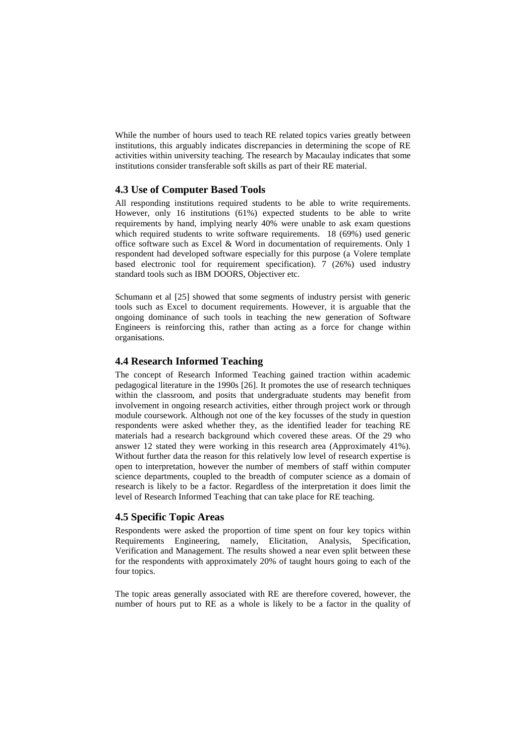While the number of hours used to teach RE related topics varies greatly between institutions, this arguably indicates discrepancies in determining the scope of RE activities within university teaching. The research by Macaulay indicates that some institutions consider transferable soft skills as part of their RE material.

### 4.3 Use of Computer Based Tools

All responding institutions required students to be able to write requirements. However, only 16 institutions (61%) expected students to be able to write requirements by hand, implying nearly 40% were unable to ask exam questions which required students to write software requirements. 18 (69%) used generic office software such as Excel & Word in documentation of requirements. Only 1 respondent had developed software especially for this purpose (a Volere template based electronic tool for requirement specification). 7 (26%) used industry standard tools such as IBM DOORS, Objectiver etc.

Schumann et al [25] showed that some segments of industry persist with generic tools such as Excel to document requirements. However, it is arguable that the ongoing dominance of such tools in teaching the new generation of Software Engineers is reinforcing this, rather than acting as a force for change within organisations.

### 4.4 Research Informed Teaching

The concept of Research Informed Teaching gained traction within academic pedagogical literature in the 1990s [26]. It promotes the use of research techniques within the classroom, and posits that undergraduate students may benefit from involvement in ongoing research activities, either through project work or through module coursework. Although not one of the key focusses of the study in question respondents were asked whether they, as the identified leader for teaching RE materials had a research background which covered these areas. Of the 29 who answer 12 stated they were working in this research area (Approximately 41%). Without further data the reason for this relatively low level of research expertise is open to interpretation, however the number of members of staff within computer science departments, coupled to the breadth of computer science as a domain of research is likely to be a factor. Regardless of the interpretation it does limit the level of Research Informed Teaching that can take place for RE teaching.

### 4.5 Specific Topic Areas

Respondents were asked the proportion of time spent on four key topics within Requirements Engineering, namely, Elicitation, Analysis, Specification, Verification and Management. The results showed a near even split between these for the respondents with approximately 20% of taught hours going to each of the four topics.

The topic areas generally associated with RE are therefore covered, however, the number of hours put to RE as a whole is likely to be a factor in the quality of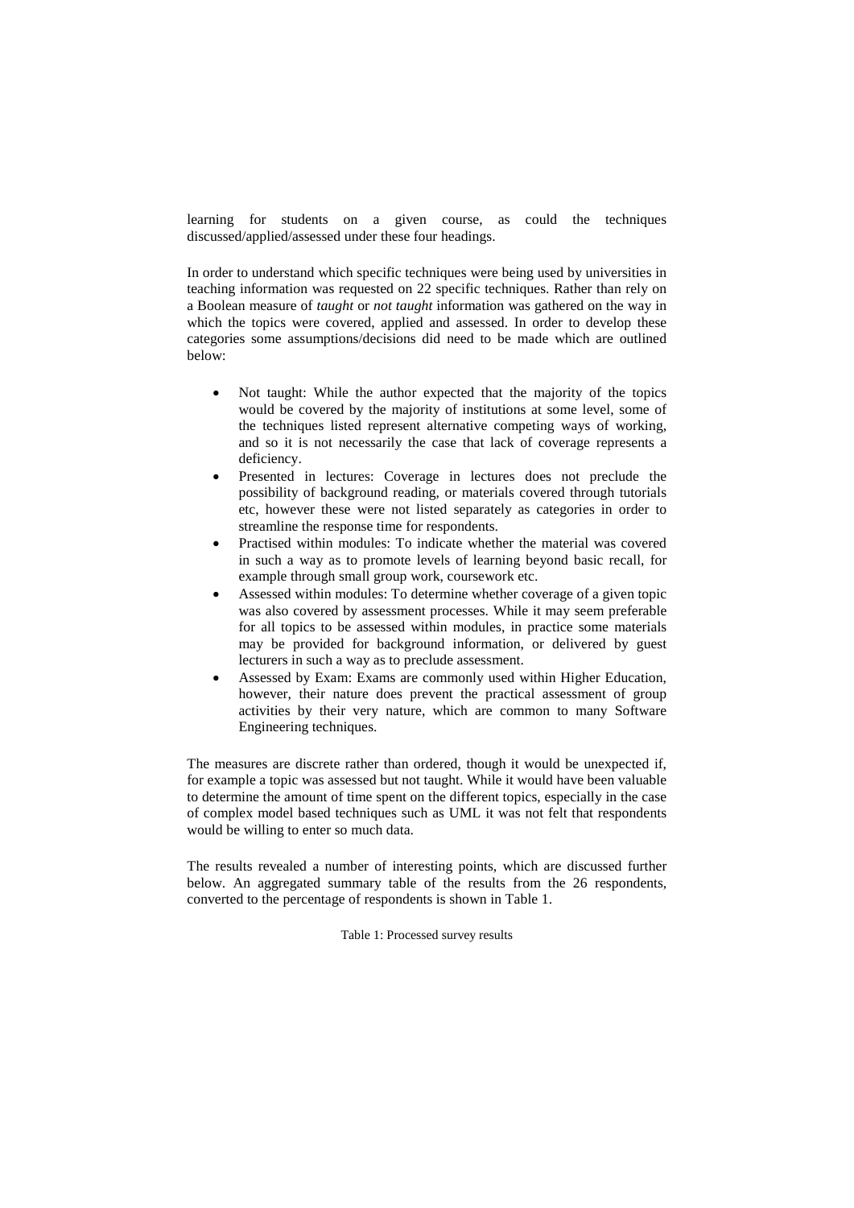learning for students on a given course, as could the techniques discussed/applied/assessed under these four headings.

In order to understand which specific techniques were being used by universities in teaching information was requested on 22 specific techniques. Rather than rely on a Boolean measure of *taught* or *not taught* information was gathered on the way in which the topics were covered, applied and assessed. In order to develop these categories some assumptions/decisions did need to be made which are outlined below:

- Not taught: While the author expected that the majority of the topics would be covered by the majority of institutions at some level, some of the techniques listed represent alternative competing ways of working, and so it is not necessarily the case that lack of coverage represents a deficiency.
- Presented in lectures: Coverage in lectures does not preclude the possibility of background reading, or materials covered through tutorials etc, however these were not listed separately as categories in order to streamline the response time for respondents.
- Practised within modules: To indicate whether the material was covered in such a way as to promote levels of learning beyond basic recall, for example through small group work, coursework etc.
- Assessed within modules: To determine whether coverage of a given topic was also covered by assessment processes. While it may seem preferable for all topics to be assessed within modules, in practice some materials may be provided for background information, or delivered by guest lecturers in such a way as to preclude assessment.
- Assessed by Exam: Exams are commonly used within Higher Education, however, their nature does prevent the practical assessment of group activities by their very nature, which are common to many Software Engineering techniques.

The measures are discrete rather than ordered, though it would be unexpected if, for example a topic was assessed but not taught. While it would have been valuable to determine the amount of time spent on the different topics, especially in the case of complex model based techniques such as UML it was not felt that respondents would be willing to enter so much data.

The results revealed a number of interesting points, which are discussed further below. An aggregated summary table of the results from the 26 respondents, converted to the percentage of respondents is shown in Table 1.

Table 1: Processed survey results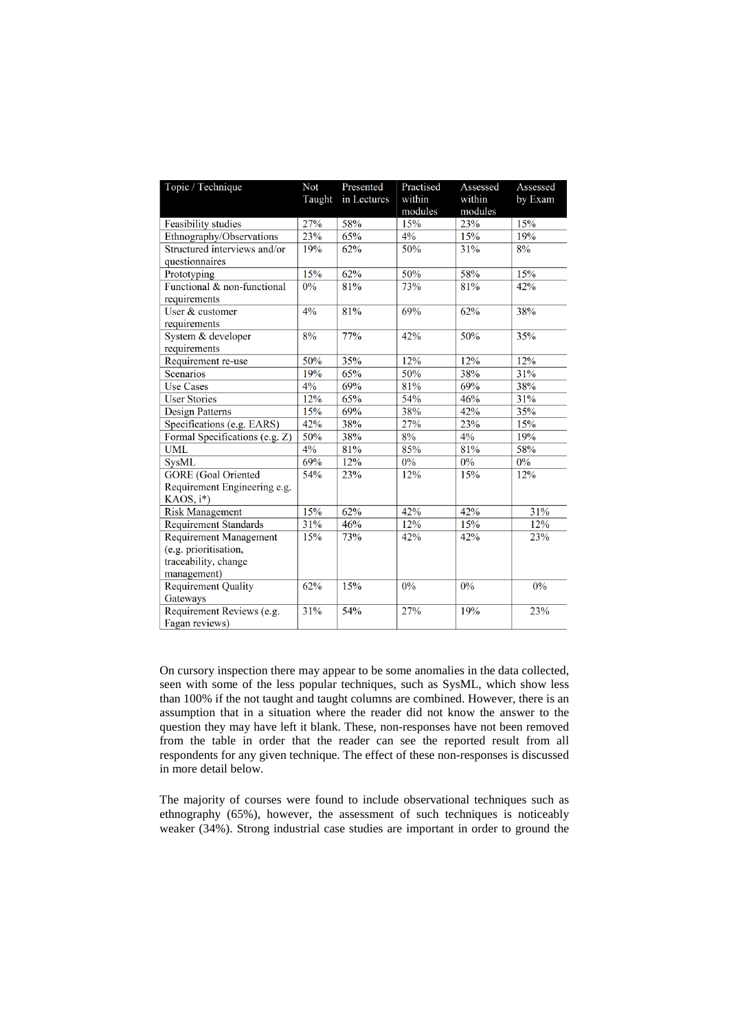| Topic / Technique | Not Taught | Presented in Lectures | Practised within modules | Assessed within modules | Assessed by Exam |
|---|---|---|---|---|---|
| Feasibility studies | 27% | 58% | 15% | 23% | 15% |
| Ethnography/Observations | 23% | 65% | 4% | 15% | 19% |
| Structured interviews and/or questionnaires | 19% | 62% | 50% | 31% | 8% |
| Prototyping | 15% | 62% | 50% | 58% | 15% |
| Functional & non-functional requirements | 0% | 81% | 73% | 81% | 42% |
| User & customer requirements | 4% | 81% | 69% | 62% | 38% |
| System & developer requirements | 8% | 77% | 42% | 50% | 35% |
| Requirement re-use | 50% | 35% | 12% | 12% | 12% |
| Scenarios | 19% | 65% | 50% | 38% | 31% |
| Use Cases | 4% | 69% | 81% | 69% | 38% |
| User Stories | 12% | 65% | 54% | 46% | 31% |
| Design Patterns | 15% | 69% | 38% | 42% | 35% |
| Specifications (e.g. EARS) | 42% | 38% | 27% | 23% | 15% |
| Formal Specifications (e.g. Z) | 50% | 38% | 8% | 4% | 19% |
| UML | 4% | 81% | 85% | 81% | 58% |
| SysML | 69% | 12% | 0% | 0% | 0% |
| GORE (Goal Oriented Requirement Engineering e.g. KAOS, i*) | 54% | 23% | 12% | 15% | 12% |
| Risk Management | 15% | 62% | 42% | 42% | 31% |
| Requirement Standards | 31% | 46% | 12% | 15% | 12% |
| Requirement Management (e.g. prioritisation, traceability, change management) | 15% | 73% | 42% | 42% | 23% |
| Requirement Quality Gateways | 62% | 15% | 0% | 0% | 0% |
| Requirement Reviews (e.g. Fagan reviews) | 31% | 54% | 27% | 19% | 23% |

On cursory inspection there may appear to be some anomalies in the data collected, seen with some of the less popular techniques, such as SysML, which show less than 100% if the not taught and taught columns are combined. However, there is an assumption that in a situation where the reader did not know the answer to the question they may have left it blank. These, non-responses have not been removed from the table in order that the reader can see the reported result from all respondents for any given technique. The effect of these non-responses is discussed in more detail below.

The majority of courses were found to include observational techniques such as ethnography (65%), however, the assessment of such techniques is noticeably weaker (34%). Strong industrial case studies are important in order to ground the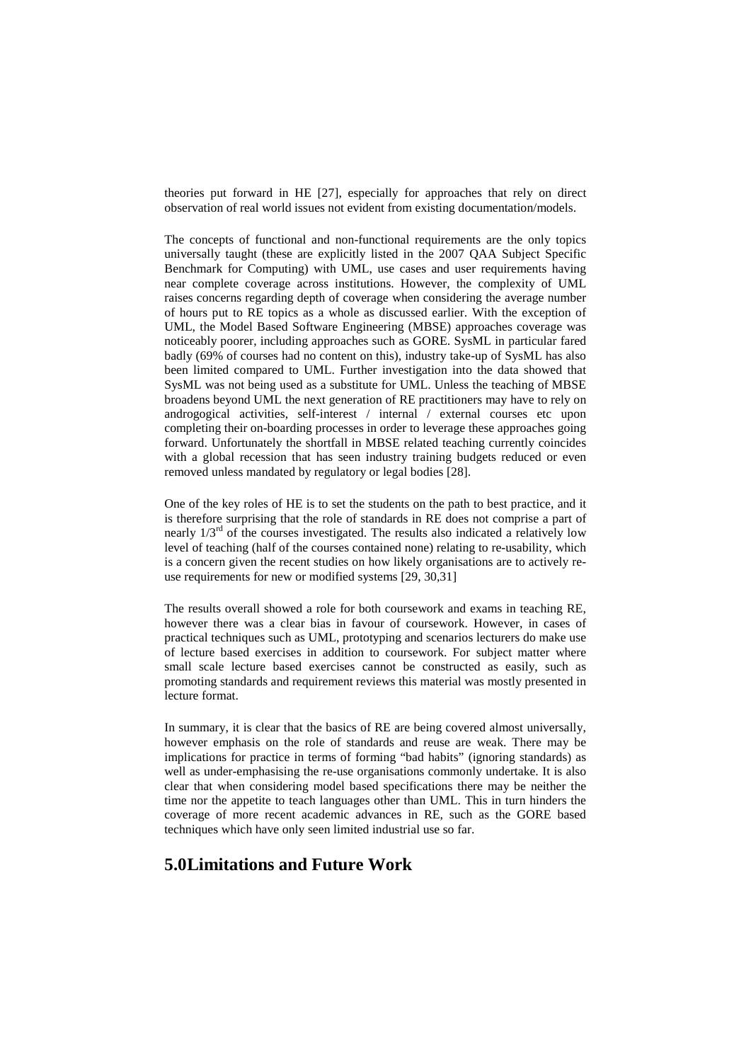theories put forward in HE [27], especially for approaches that rely on direct observation of real world issues not evident from existing documentation/models.

The concepts of functional and non-functional requirements are the only topics universally taught (these are explicitly listed in the 2007 QAA Subject Specific Benchmark for Computing) with UML, use cases and user requirements having near complete coverage across institutions. However, the complexity of UML raises concerns regarding depth of coverage when considering the average number of hours put to RE topics as a whole as discussed earlier. With the exception of UML, the Model Based Software Engineering (MBSE) approaches coverage was noticeably poorer, including approaches such as GORE. SysML in particular fared badly (69% of courses had no content on this), industry take-up of SysML has also been limited compared to UML. Further investigation into the data showed that SysML was not being used as a substitute for UML. Unless the teaching of MBSE broadens beyond UML the next generation of RE practitioners may have to rely on androgogical activities, self-interest / internal / external courses etc upon completing their on-boarding processes in order to leverage these approaches going forward. Unfortunately the shortfall in MBSE related teaching currently coincides with a global recession that has seen industry training budgets reduced or even removed unless mandated by regulatory or legal bodies [28].

One of the key roles of HE is to set the students on the path to best practice, and it is therefore surprising that the role of standards in RE does not comprise a part of nearly 1/3rd of the courses investigated. The results also indicated a relatively low level of teaching (half of the courses contained none) relating to re-usability, which is a concern given the recent studies on how likely organisations are to actively re-use requirements for new or modified systems [29, 30,31]

The results overall showed a role for both coursework and exams in teaching RE, however there was a clear bias in favour of coursework. However, in cases of practical techniques such as UML, prototyping and scenarios lecturers do make use of lecture based exercises in addition to coursework. For subject matter where small scale lecture based exercises cannot be constructed as easily, such as promoting standards and requirement reviews this material was mostly presented in lecture format.

In summary, it is clear that the basics of RE are being covered almost universally, however emphasis on the role of standards and reuse are weak. There may be implications for practice in terms of forming "bad habits" (ignoring standards) as well as under-emphasising the re-use organisations commonly undertake. It is also clear that when considering model based specifications there may be neither the time nor the appetite to teach languages other than UML. This in turn hinders the coverage of more recent academic advances in RE, such as the GORE based techniques which have only seen limited industrial use so far.

## 5.0 Limitations and Future Work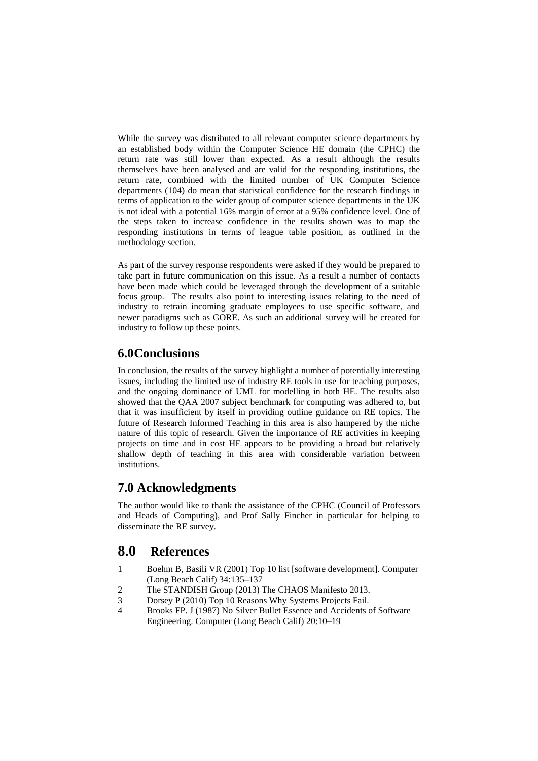While the survey was distributed to all relevant computer science departments by an established body within the Computer Science HE domain (the CPHC) the return rate was still lower than expected. As a result although the results themselves have been analysed and are valid for the responding institutions, the return rate, combined with the limited number of UK Computer Science departments (104) do mean that statistical confidence for the research findings in terms of application to the wider group of computer science departments in the UK is not ideal with a potential 16% margin of error at a 95% confidence level. One of the steps taken to increase confidence in the results shown was to map the responding institutions in terms of league table position, as outlined in the methodology section.

As part of the survey response respondents were asked if they would be prepared to take part in future communication on this issue. As a result a number of contacts have been made which could be leveraged through the development of a suitable focus group. The results also point to interesting issues relating to the need of industry to retrain incoming graduate employees to use specific software, and newer paradigms such as GORE. As such an additional survey will be created for industry to follow up these points.

## 6.0Conclusions

In conclusion, the results of the survey highlight a number of potentially interesting issues, including the limited use of industry RE tools in use for teaching purposes, and the ongoing dominance of UML for modelling in both HE. The results also showed that the QAA 2007 subject benchmark for computing was adhered to, but that it was insufficient by itself in providing outline guidance on RE topics. The future of Research Informed Teaching in this area is also hampered by the niche nature of this topic of research. Given the importance of RE activities in keeping projects on time and in cost HE appears to be providing a broad but relatively shallow depth of teaching in this area with considerable variation between institutions.

## 7.0 Acknowledgments

The author would like to thank the assistance of the CPHC (Council of Professors and Heads of Computing), and Prof Sally Fincher in particular for helping to disseminate the RE survey.

## 8.0 References

1. Boehm B, Basili VR (2001) Top 10 list [software development]. Computer (Long Beach Calif) 34:135–137
2. The STANDISH Group (2013) The CHAOS Manifesto 2013.
3. Dorsey P (2010) Top 10 Reasons Why Systems Projects Fail.
4. Brooks FP. J (1987) No Silver Bullet Essence and Accidents of Software Engineering. Computer (Long Beach Calif) 20:10–19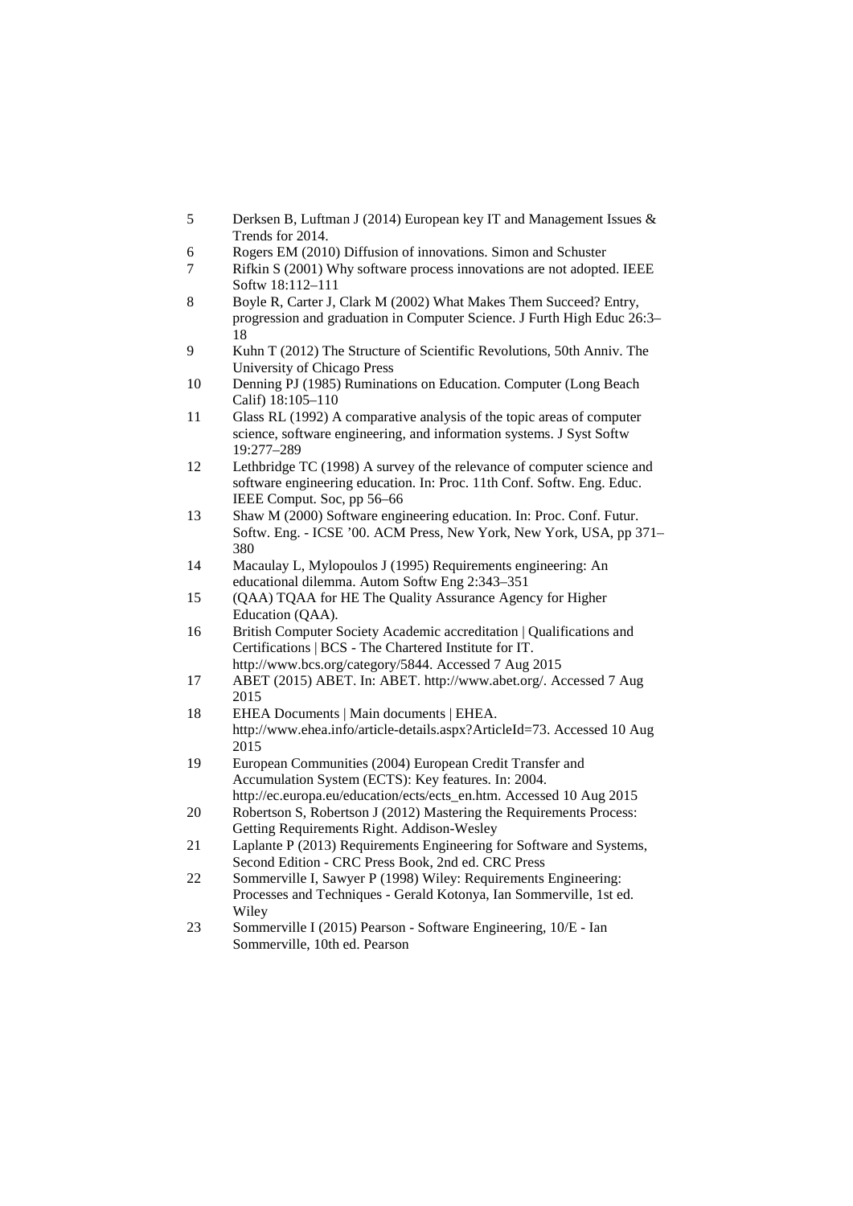5. Derksen B, Luftman J (2014) European key IT and Management Issues & Trends for 2014.
6. Rogers EM (2010) Diffusion of innovations. Simon and Schuster
7. Rifkin S (2001) Why software process innovations are not adopted. IEEE Softw 18:112–111
8. Boyle R, Carter J, Clark M (2002) What Makes Them Succeed? Entry, progression and graduation in Computer Science. J Furth High Educ 26:3–18
9. Kuhn T (2012) The Structure of Scientific Revolutions, 50th Anniv. The University of Chicago Press
10. Denning PJ (1985) Ruminations on Education. Computer (Long Beach Calif) 18:105–110
11. Glass RL (1992) A comparative analysis of the topic areas of computer science, software engineering, and information systems. J Syst Softw 19:277–289
12. Lethbridge TC (1998) A survey of the relevance of computer science and software engineering education. In: Proc. 11th Conf. Softw. Eng. Educ. IEEE Comput. Soc, pp 56–66
13. Shaw M (2000) Software engineering education. In: Proc. Conf. Futur. Softw. Eng. - ICSE '00. ACM Press, New York, New York, USA, pp 371–380
14. Macaulay L, Mylopoulos J (1995) Requirements engineering: An educational dilemma. Autom Softw Eng 2:343–351
15. (QAA) TQAA for HE The Quality Assurance Agency for Higher Education (QAA).
16. British Computer Society Academic accreditation | Qualifications and Certifications | BCS - The Chartered Institute for IT. http://www.bcs.org/category/5844. Accessed 7 Aug 2015
17. ABET (2015) ABET. In: ABET. http://www.abet.org/. Accessed 7 Aug 2015
18. EHEA Documents | Main documents | EHEA. http://www.ehea.info/article-details.aspx?ArticleId=73. Accessed 10 Aug 2015
19. European Communities (2004) European Credit Transfer and Accumulation System (ECTS): Key features. In: 2004. http://ec.europa.eu/education/ects/ects_en.htm. Accessed 10 Aug 2015
20. Robertson S, Robertson J (2012) Mastering the Requirements Process: Getting Requirements Right. Addison-Wesley
21. Laplante P (2013) Requirements Engineering for Software and Systems, Second Edition - CRC Press Book, 2nd ed. CRC Press
22. Sommerville I, Sawyer P (1998) Wiley: Requirements Engineering: Processes and Techniques - Gerald Kotonya, Ian Sommerville, 1st ed. Wiley
23. Sommerville I (2015) Pearson - Software Engineering, 10/E - Ian Sommerville, 10th ed. Pearson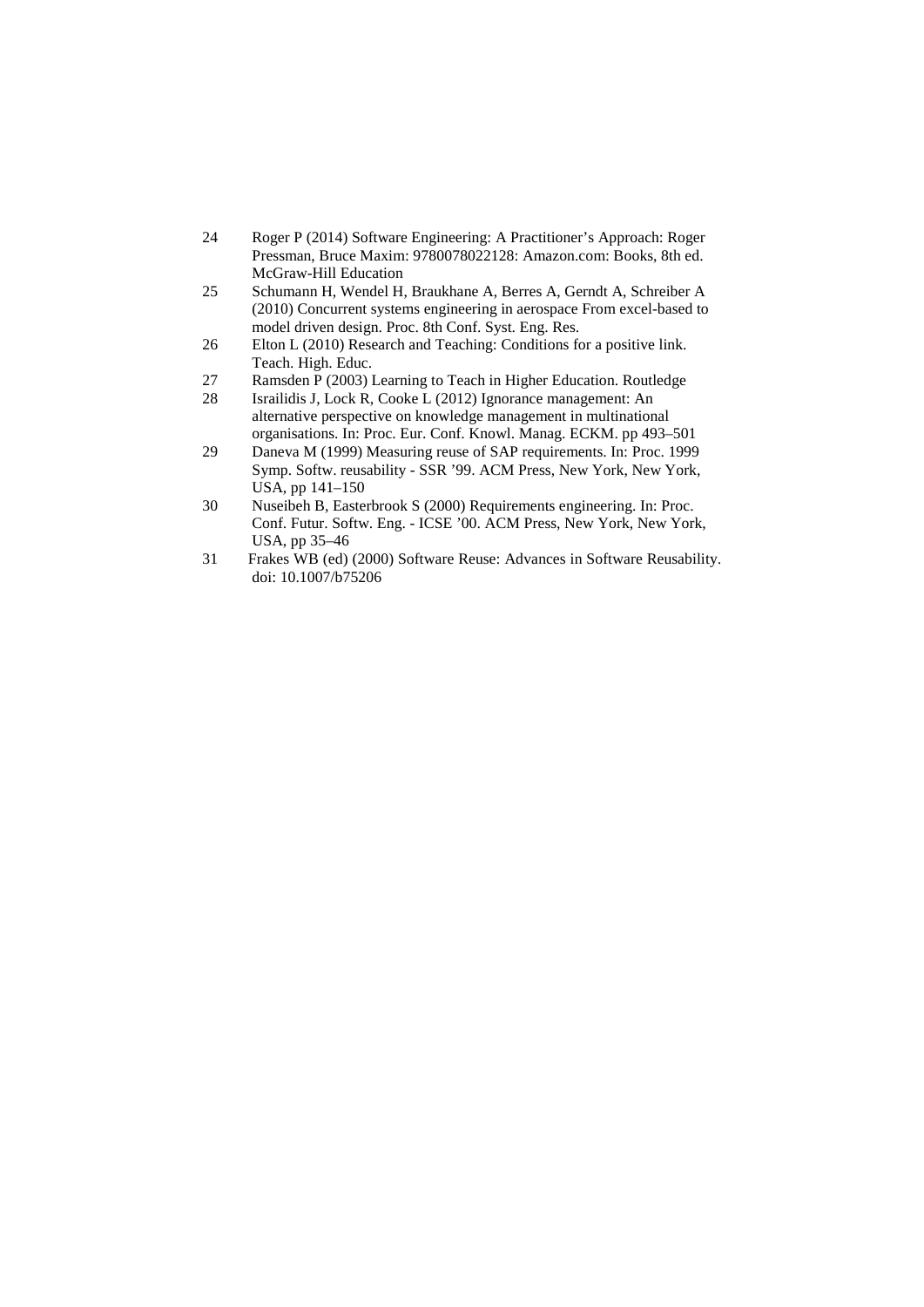24 Roger P (2014) Software Engineering: A Practitioner's Approach: Roger Pressman, Bruce Maxim: 9780078022128: Amazon.com: Books, 8th ed. McGraw-Hill Education

25 Schumann H, Wendel H, Braukhane A, Berres A, Gerndt A, Schreiber A (2010) Concurrent systems engineering in aerospace From excel-based to model driven design. Proc. 8th Conf. Syst. Eng. Res.

26 Elton L (2010) Research and Teaching: Conditions for a positive link. Teach. High. Educ.

27 Ramsden P (2003) Learning to Teach in Higher Education. Routledge

28 Israilidis J, Lock R, Cooke L (2012) Ignorance management: An alternative perspective on knowledge management in multinational organisations. In: Proc. Eur. Conf. Knowl. Manag. ECKM. pp 493–501

29 Daneva M (1999) Measuring reuse of SAP requirements. In: Proc. 1999 Symp. Softw. reusability - SSR '99. ACM Press, New York, New York, USA, pp 141–150

30 Nuseibeh B, Easterbrook S (2000) Requirements engineering. In: Proc. Conf. Futur. Softw. Eng. - ICSE '00. ACM Press, New York, New York, USA, pp 35–46

31 Frakes WB (ed) (2000) Software Reuse: Advances in Software Reusability. doi: 10.1007/b75206